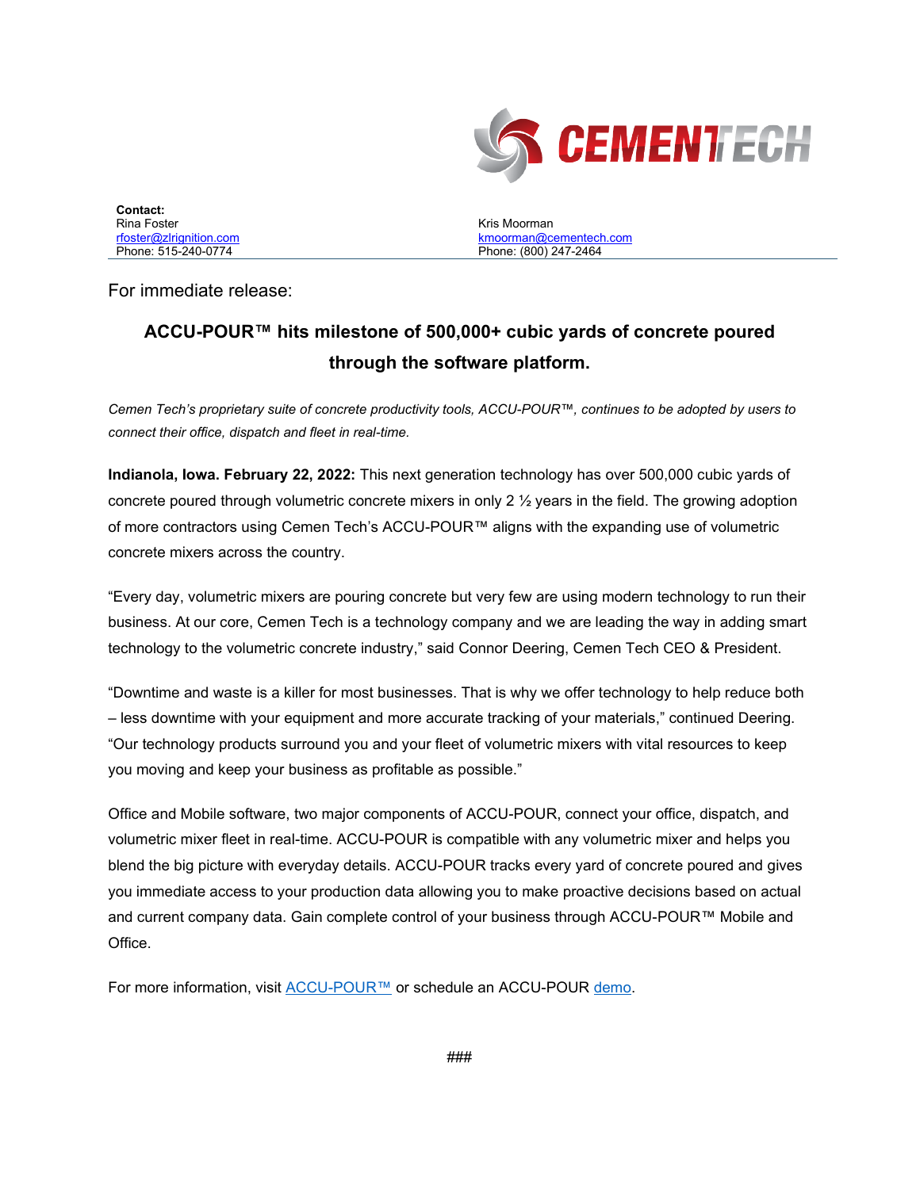**Contact:**
Rina Foster
rfoster@zlrignition.com
Phone: 515-240-0774

Kris Moorman
kmoorman@cementech.com
Phone: (800) 247-2464

For immediate release:

## ACCU-POUR™ hits milestone of 500,000+ cubic yards of concrete poured through the software platform.

*Cemen Tech's proprietary suite of concrete productivity tools, ACCU-POUR™, continues to be adopted by users to connect their office, dispatch and fleet in real-time.*

**Indianola, Iowa. February 22, 2022:** This next generation technology has over 500,000 cubic yards of concrete poured through volumetric concrete mixers in only 2 ½ years in the field. The growing adoption of more contractors using Cemen Tech's ACCU-POUR™ aligns with the expanding use of volumetric concrete mixers across the country.

"Every day, volumetric mixers are pouring concrete but very few are using modern technology to run their business. At our core, Cemen Tech is a technology company and we are leading the way in adding smart technology to the volumetric concrete industry," said Connor Deering, Cemen Tech CEO & President.

"Downtime and waste is a killer for most businesses. That is why we offer technology to help reduce both – less downtime with your equipment and more accurate tracking of your materials," continued Deering. "Our technology products surround you and your fleet of volumetric mixers with vital resources to keep you moving and keep your business as profitable as possible."

Office and Mobile software, two major components of ACCU-POUR, connect your office, dispatch, and volumetric mixer fleet in real-time. ACCU-POUR is compatible with any volumetric mixer and helps you blend the big picture with everyday details. ACCU-POUR tracks every yard of concrete poured and gives you immediate access to your production data allowing you to make proactive decisions based on actual and current company data. Gain complete control of your business through ACCU-POUR™ Mobile and Office.

For more information, visit ACCU-POUR™ or schedule an ACCU-POUR demo.

###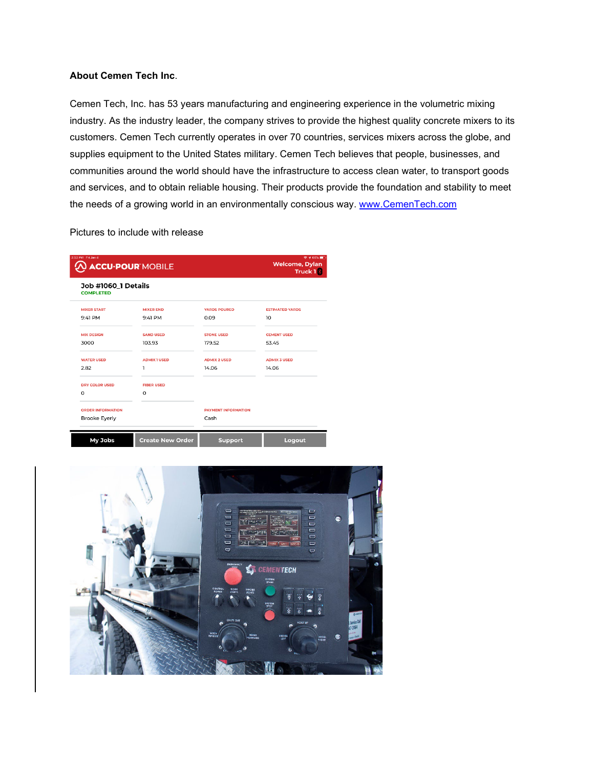**About Cemen Tech Inc**.

Cemen Tech, Inc. has 53 years manufacturing and engineering experience in the volumetric mixing industry. As the industry leader, the company strives to provide the highest quality concrete mixers to its customers. Cemen Tech currently operates in over 70 countries, services mixers across the globe, and supplies equipment to the United States military. Cemen Tech believes that people, businesses, and communities around the world should have the infrastructure to access clean water, to transport goods and services, and to obtain reliable housing. Their products provide the foundation and stability to meet the needs of a growing world in an environmentally conscious way. [www.CemenTech.com](http://www.CemenTech.com)

Pictures to include with release